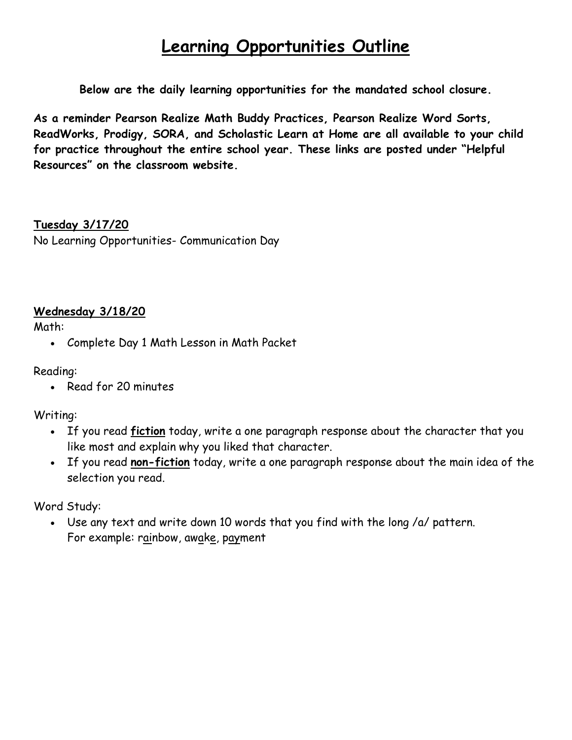# Learning Opportunities Outline

**Below are the daily learning opportunities for the mandated school closure.**

**As a reminder Pearson Realize Math Buddy Practices, Pearson Realize Word Sorts, ReadWorks, Prodigy, SORA, and Scholastic Learn at Home are all available to your child for practice throughout the entire school year. These links are posted under "Helpful Resources" on the classroom website.**

**Tuesday 3/17/20**

No Learning Opportunities- Communication Day

**Wednesday 3/18/20**

Math:

- Complete Day 1 Math Lesson in Math Packet

Reading:

- Read for 20 minutes

Writing:

- If you read **fiction** today, write a one paragraph response about the character that you like most and explain why you liked that character.
- If you read **non-fiction** today, write a one paragraph response about the main idea of the selection you read.

Word Study:

- Use any text and write down 10 words that you find with the long /a/ pattern.
  For example: rainbow, awake, payment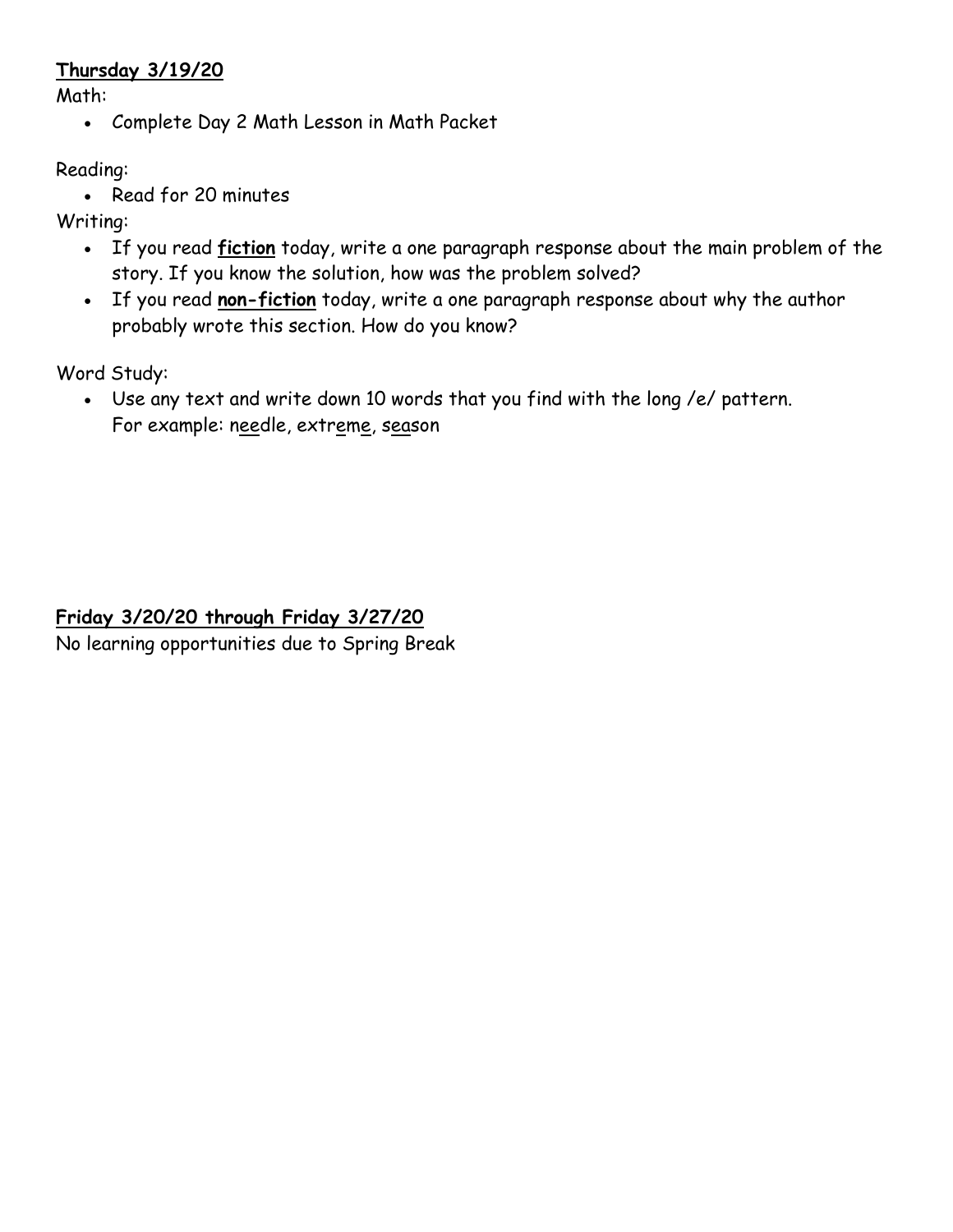**Thursday 3/19/20**

Math:

- Complete Day 2 Math Lesson in Math Packet

Reading:

- Read for 20 minutes

Writing:

- If you read **fiction** today, write a one paragraph response about the main problem of the story. If you know the solution, how was the problem solved?
- If you read **non-fiction** today, write a one paragraph response about why the author probably wrote this section. How do you know?

Word Study:

- Use any text and write down 10 words that you find with the long /e/ pattern.
  For example: needle, extreme, season

**Friday 3/20/20 through Friday 3/27/20**

No learning opportunities due to Spring Break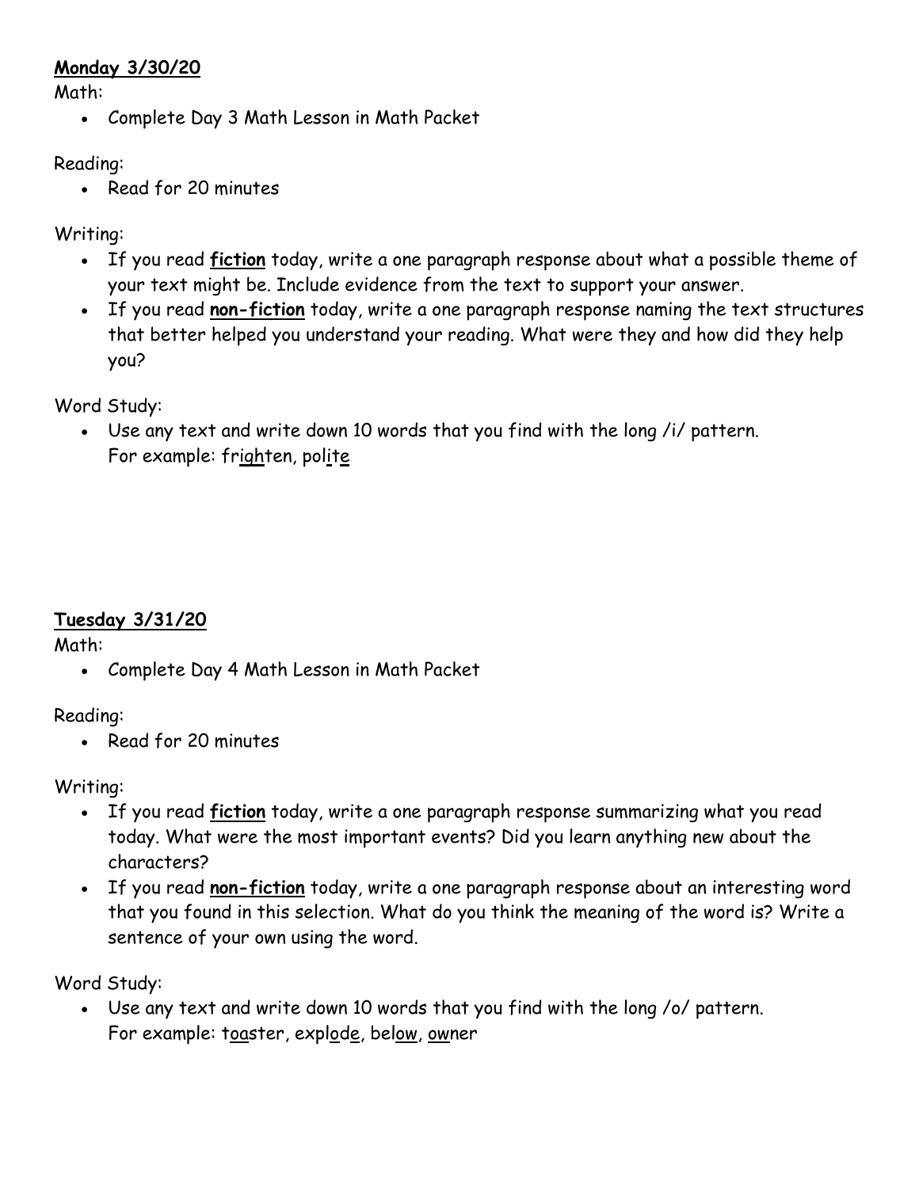**<u>Monday 3/30/20</u>**

Math:

- Complete Day 3 Math Lesson in Math Packet

Reading:

- Read for 20 minutes

Writing:

- If you read **<u>fiction</u>** today, write a one paragraph response about what a possible theme of your text might be. Include evidence from the text to support your answer.
- If you read **<u>non-fiction</u>** today, write a one paragraph response naming the text structures that better helped you understand your reading. What were they and how did they help you?

Word Study:

- Use any text and write down 10 words that you find with the long /i/ pattern.
  For example: fr<u>igh</u>ten, pol<u>i</u>t<u>e</u>

**<u>Tuesday 3/31/20</u>**

Math:

- Complete Day 4 Math Lesson in Math Packet

Reading:

- Read for 20 minutes

Writing:

- If you read **<u>fiction</u>** today, write a one paragraph response summarizing what you read today. What were the most important events? Did you learn anything new about the characters?
- If you read **<u>non-fiction</u>** today, write a one paragraph response about an interesting word that you found in this selection. What do you think the meaning of the word is? Write a sentence of your own using the word.

Word Study:

- Use any text and write down 10 words that you find with the long /o/ pattern.
  For example: t<u>oa</u>ster, expl<u>o</u>d<u>e</u>, bel<u>ow</u>, <u>ow</u>ner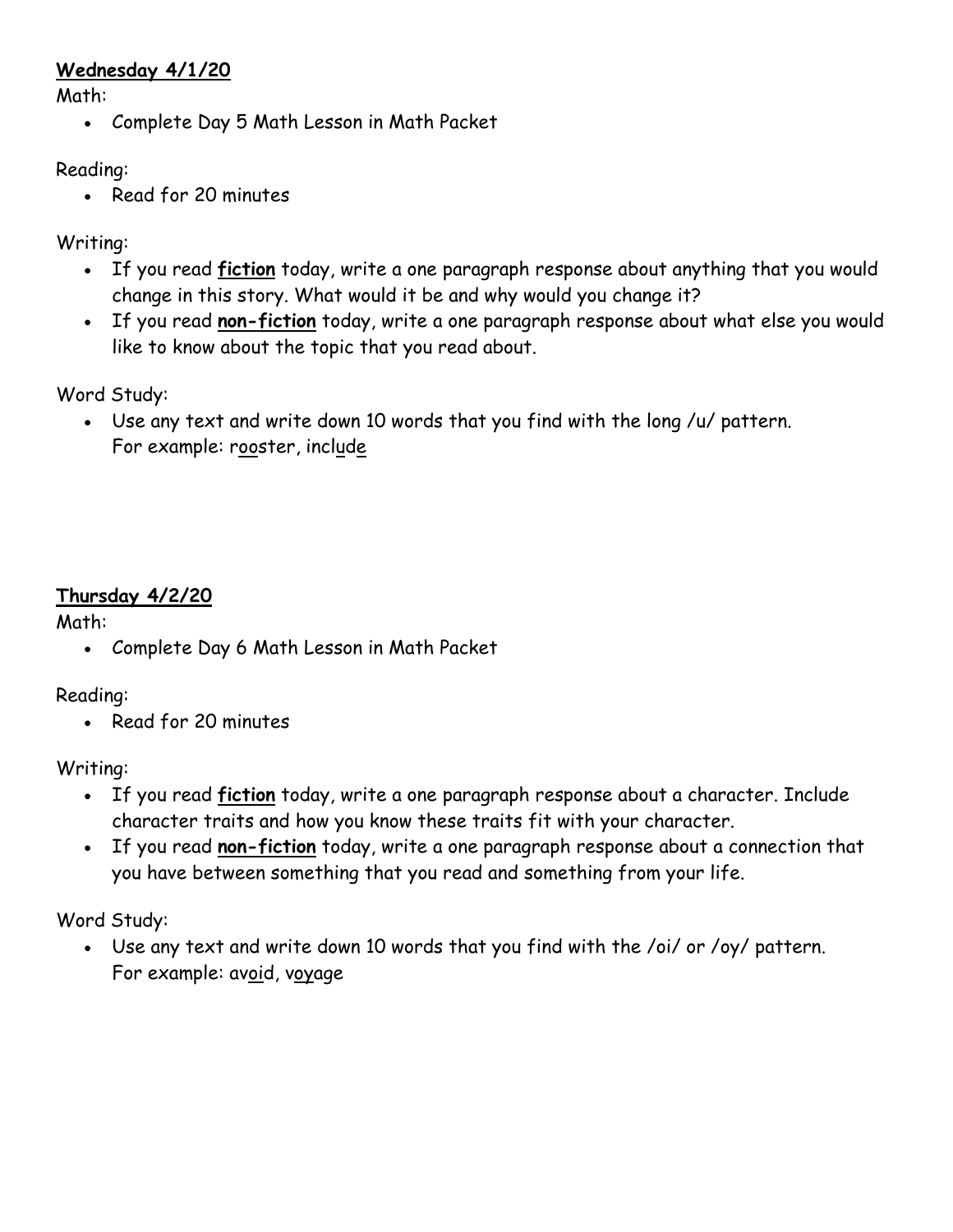**Wednesday 4/1/20**

Math:

- Complete Day 5 Math Lesson in Math Packet

Reading:

- Read for 20 minutes

Writing:

- If you read **fiction** today, write a one paragraph response about anything that you would change in this story. What would it be and why would you change it?
- If you read **non-fiction** today, write a one paragraph response about what else you would like to know about the topic that you read about.

Word Study:

- Use any text and write down 10 words that you find with the long /u/ pattern.
  For example: rooster, include

**Thursday 4/2/20**

Math:

- Complete Day 6 Math Lesson in Math Packet

Reading:

- Read for 20 minutes

Writing:

- If you read **fiction** today, write a one paragraph response about a character. Include character traits and how you know these traits fit with your character.
- If you read **non-fiction** today, write a one paragraph response about a connection that you have between something that you read and something from your life.

Word Study:

- Use any text and write down 10 words that you find with the /oi/ or /oy/ pattern.
  For example: avoid, voyage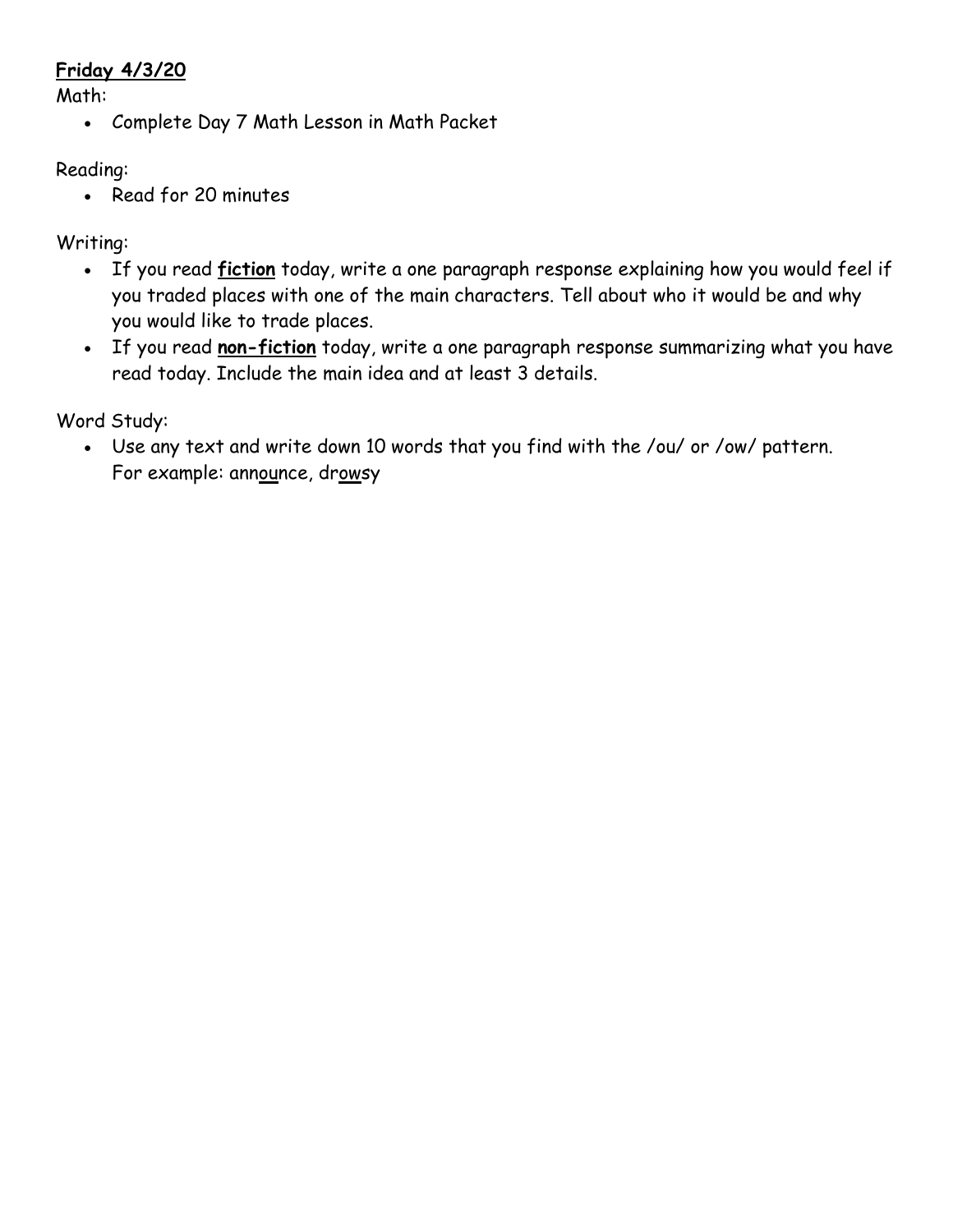**<u>Friday 4/3/20</u>**

Math:

- Complete Day 7 Math Lesson in Math Packet

Reading:

- Read for 20 minutes

Writing:

- If you read **<u>fiction</u>** today, write a one paragraph response explaining how you would feel if you traded places with one of the main characters. Tell about who it would be and why you would like to trade places.
- If you read **<u>non-fiction</u>** today, write a one paragraph response summarizing what you have read today. Include the main idea and at least 3 details.

Word Study:

- Use any text and write down 10 words that you find with the /ou/ or /ow/ pattern.
  For example: ann<u>ou</u>nce, dr<u>ow</u>sy